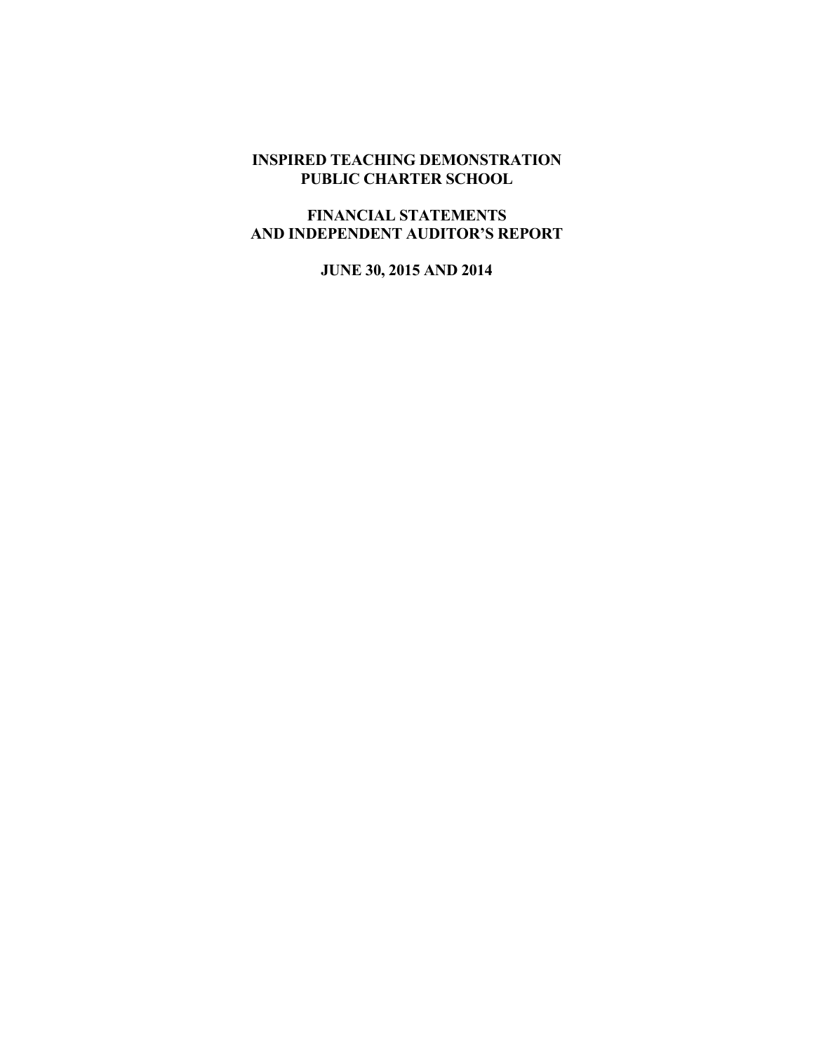# INSPIRED TEACHING DEMONSTRATION PUBLIC CHARTER SCHOOL

## FINANCIAL STATEMENTS AND INDEPENDENT AUDITOR'S REPORT

### JUNE 30, 2015 AND 2014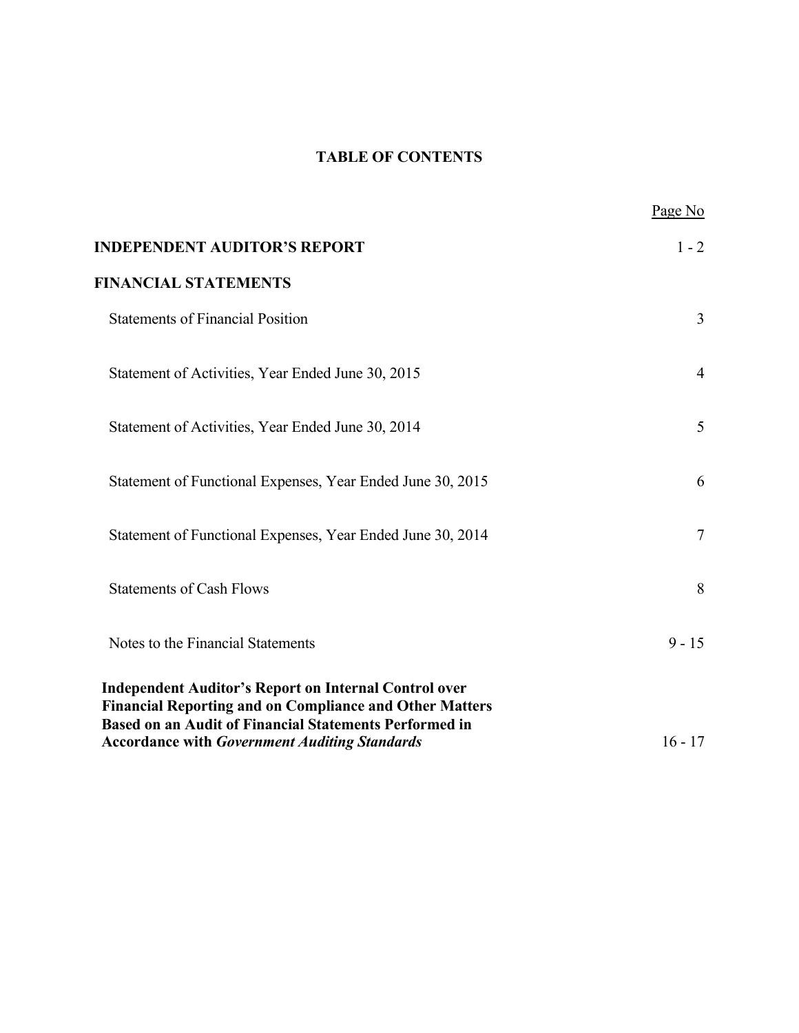# TABLE OF CONTENTS

| | Page No |
|---|---|
| **INDEPENDENT AUDITOR'S REPORT** | 1 - 2 |
| **FINANCIAL STATEMENTS** | |
| Statements of Financial Position | 3 |
| Statement of Activities, Year Ended June 30, 2015 | 4 |
| Statement of Activities, Year Ended June 30, 2014 | 5 |
| Statement of Functional Expenses, Year Ended June 30, 2015 | 6 |
| Statement of Functional Expenses, Year Ended June 30, 2014 | 7 |
| Statements of Cash Flows | 8 |
| Notes to the Financial Statements | 9 - 15 |
| **Independent Auditor's Report on Internal Control over Financial Reporting and on Compliance and Other Matters Based on an Audit of Financial Statements Performed in Accordance with *Government Auditing Standards*** | 16 - 17 |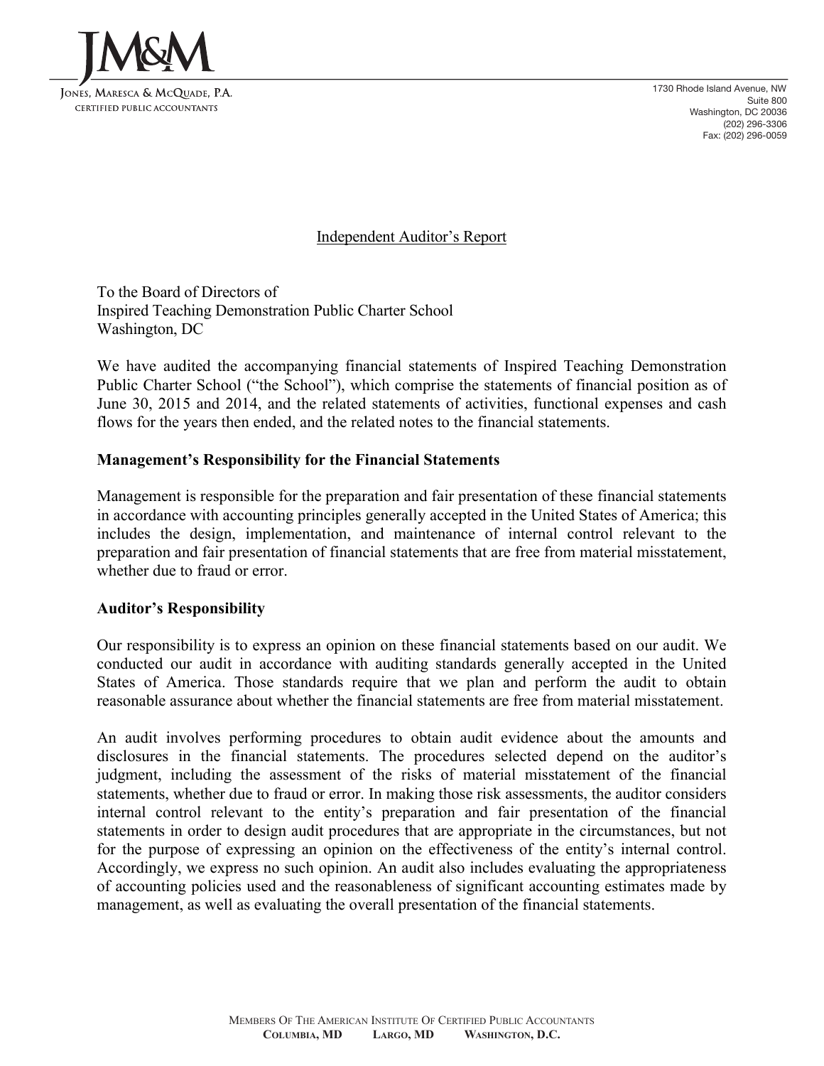Independent Auditor's Report

To the Board of Directors of
Inspired Teaching Demonstration Public Charter School
Washington, DC

We have audited the accompanying financial statements of Inspired Teaching Demonstration Public Charter School ("the School"), which comprise the statements of financial position as of June 30, 2015 and 2014, and the related statements of activities, functional expenses and cash flows for the years then ended, and the related notes to the financial statements.

**Management's Responsibility for the Financial Statements**

Management is responsible for the preparation and fair presentation of these financial statements in accordance with accounting principles generally accepted in the United States of America; this includes the design, implementation, and maintenance of internal control relevant to the preparation and fair presentation of financial statements that are free from material misstatement, whether due to fraud or error.

**Auditor's Responsibility**

Our responsibility is to express an opinion on these financial statements based on our audit. We conducted our audit in accordance with auditing standards generally accepted in the United States of America. Those standards require that we plan and perform the audit to obtain reasonable assurance about whether the financial statements are free from material misstatement.

An audit involves performing procedures to obtain audit evidence about the amounts and disclosures in the financial statements. The procedures selected depend on the auditor's judgment, including the assessment of the risks of material misstatement of the financial statements, whether due to fraud or error. In making those risk assessments, the auditor considers internal control relevant to the entity's preparation and fair presentation of the financial statements in order to design audit procedures that are appropriate in the circumstances, but not for the purpose of expressing an opinion on the effectiveness of the entity's internal control. Accordingly, we express no such opinion. An audit also includes evaluating the appropriateness of accounting policies used and the reasonableness of significant accounting estimates made by management, as well as evaluating the overall presentation of the financial statements.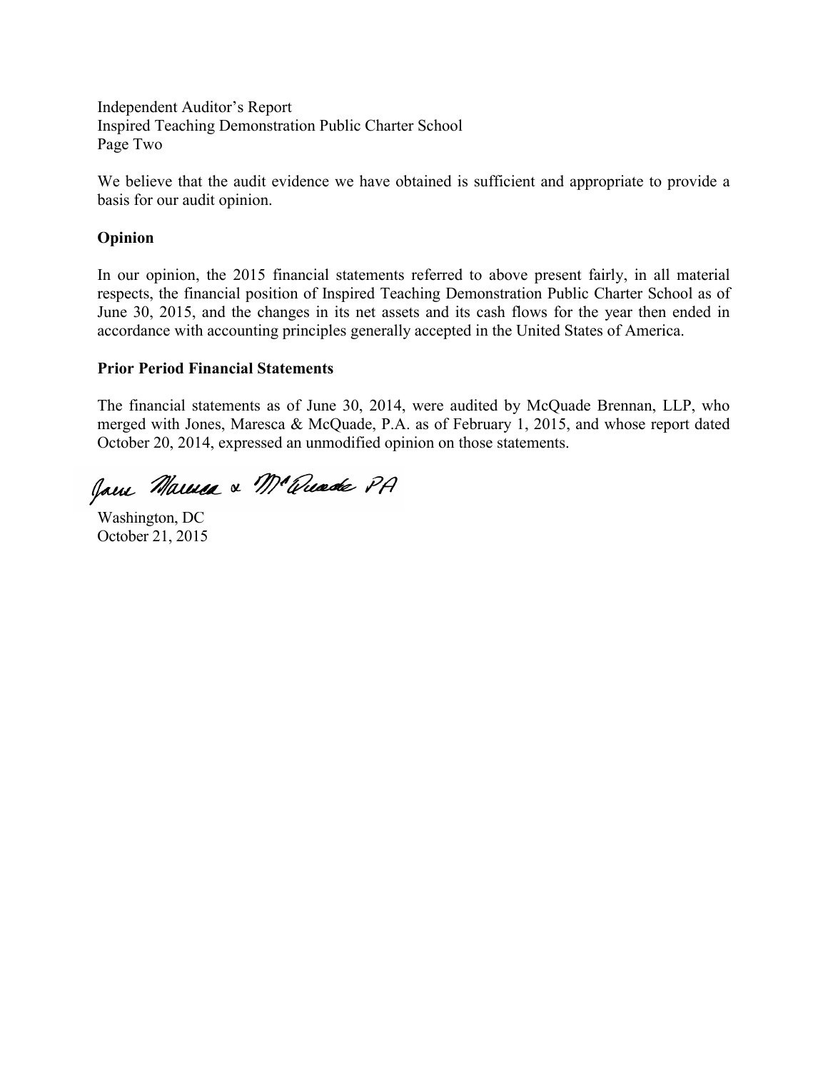Independent Auditor's Report
Inspired Teaching Demonstration Public Charter School
Page Two

We believe that the audit evidence we have obtained is sufficient and appropriate to provide a basis for our audit opinion.

**Opinion**

In our opinion, the 2015 financial statements referred to above present fairly, in all material respects, the financial position of Inspired Teaching Demonstration Public Charter School as of June 30, 2015, and the changes in its net assets and its cash flows for the year then ended in accordance with accounting principles generally accepted in the United States of America.

**Prior Period Financial Statements**

The financial statements as of June 30, 2014, were audited by McQuade Brennan, LLP, who merged with Jones, Maresca & McQuade, P.A. as of February 1, 2015, and whose report dated October 20, 2014, expressed an unmodified opinion on those statements.

Jones Maresca & McQuade PA

Washington, DC
October 21, 2015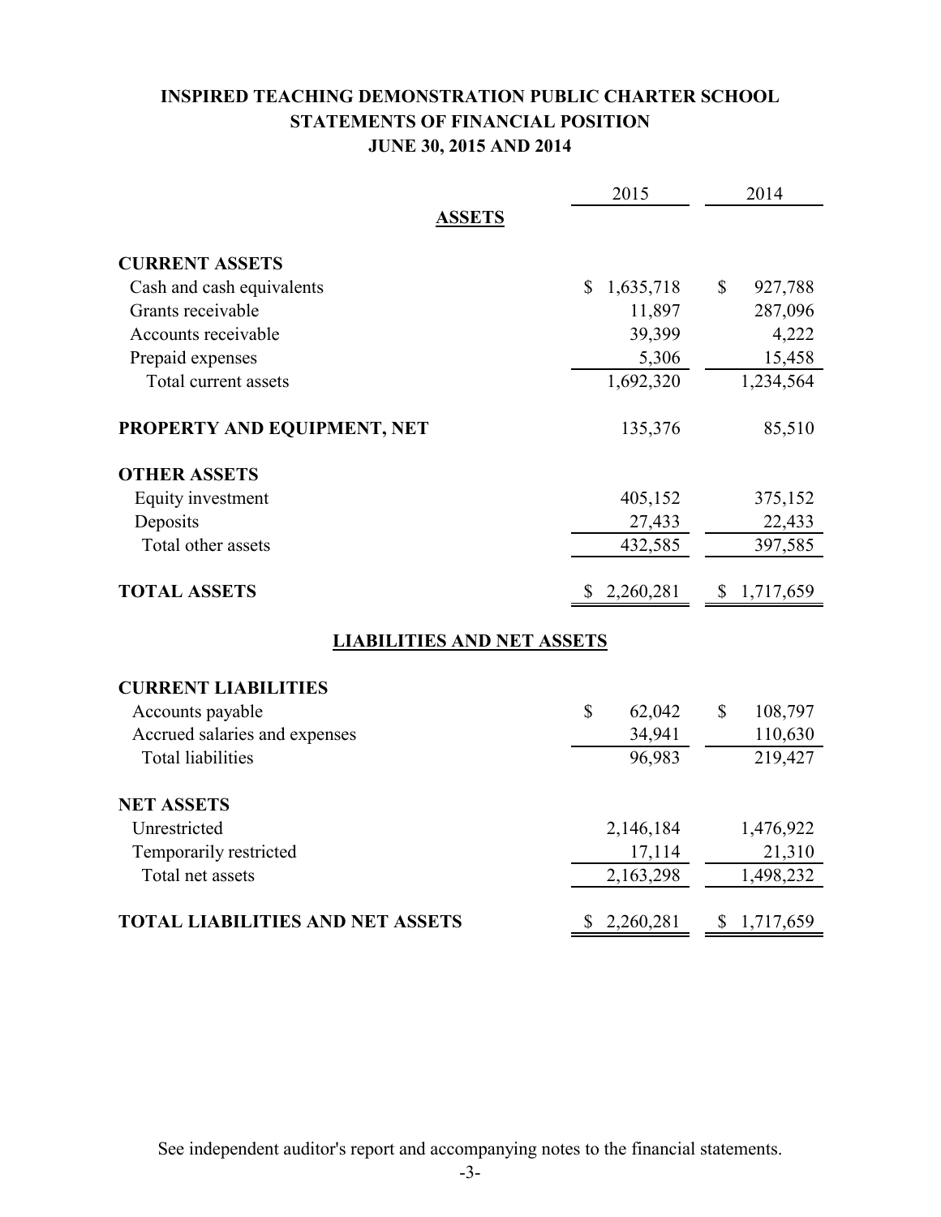# INSPIRED TEACHING DEMONSTRATION PUBLIC CHARTER SCHOOL
## STATEMENTS OF FINANCIAL POSITION
### JUNE 30, 2015 AND 2014

| | 2015 | 2014 |
|---|---|---|
| **ASSETS** | | |
| **CURRENT ASSETS** | | |
| Cash and cash equivalents | $ 1,635,718 | $ 927,788 |
| Grants receivable | 11,897 | 287,096 |
| Accounts receivable | 39,399 | 4,222 |
| Prepaid expenses | 5,306 | 15,458 |
| Total current assets | 1,692,320 | 1,234,564 |
| **PROPERTY AND EQUIPMENT, NET** | 135,376 | 85,510 |
| **OTHER ASSETS** | | |
| Equity investment | 405,152 | 375,152 |
| Deposits | 27,433 | 22,433 |
| Total other assets | 432,585 | 397,585 |
| **TOTAL ASSETS** | $ 2,260,281 | $ 1,717,659 |
| **LIABILITIES AND NET ASSETS** | | |
| **CURRENT LIABILITIES** | | |
| Accounts payable | $ 62,042 | $ 108,797 |
| Accrued salaries and expenses | 34,941 | 110,630 |
| Total liabilities | 96,983 | 219,427 |
| **NET ASSETS** | | |
| Unrestricted | 2,146,184 | 1,476,922 |
| Temporarily restricted | 17,114 | 21,310 |
| Total net assets | 2,163,298 | 1,498,232 |
| **TOTAL LIABILITIES AND NET ASSETS** | $ 2,260,281 | $ 1,717,659 |

See independent auditor's report and accompanying notes to the financial statements.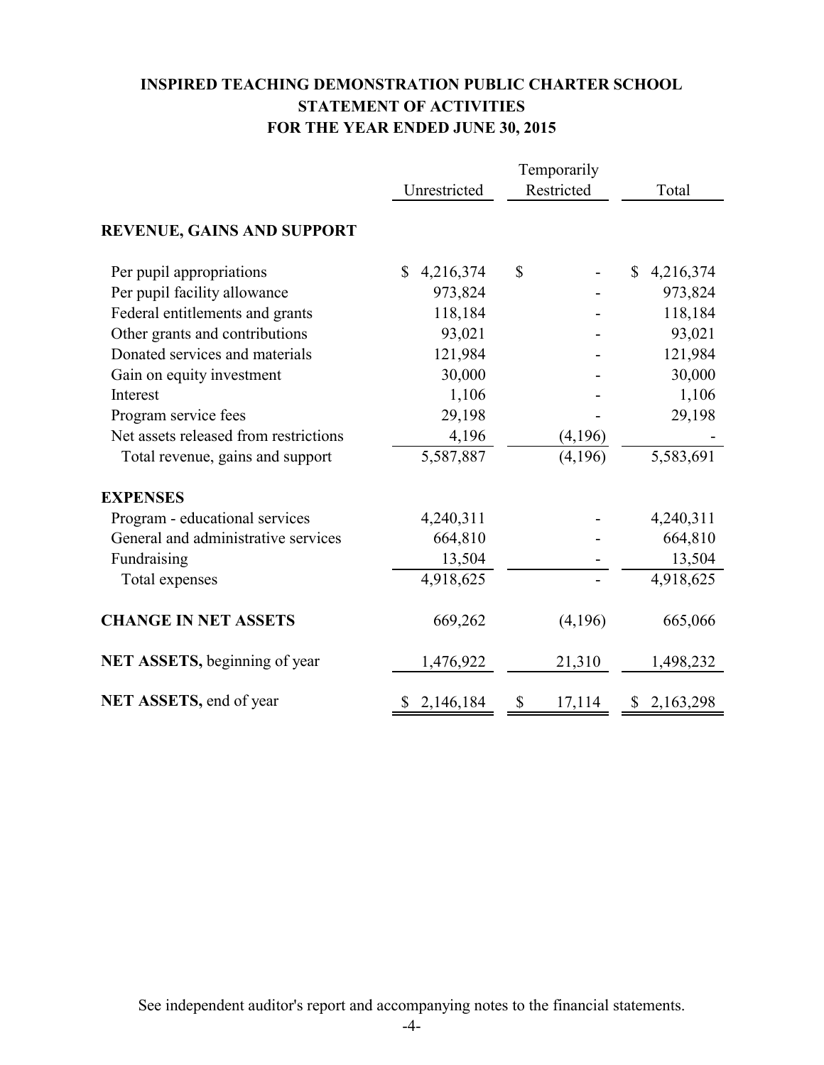# INSPIRED TEACHING DEMONSTRATION PUBLIC CHARTER SCHOOL
## STATEMENT OF ACTIVITIES
## FOR THE YEAR ENDED JUNE 30, 2015

| | Unrestricted | Temporarily Restricted | Total |
|---|---|---|---|
| **REVENUE, GAINS AND SUPPORT** | | | |
| Per pupil appropriations | $ 4,216,374 | $ - | $ 4,216,374 |
| Per pupil facility allowance | 973,824 | - | 973,824 |
| Federal entitlements and grants | 118,184 | - | 118,184 |
| Other grants and contributions | 93,021 | - | 93,021 |
| Donated services and materials | 121,984 | - | 121,984 |
| Gain on equity investment | 30,000 | - | 30,000 |
| Interest | 1,106 | - | 1,106 |
| Program service fees | 29,198 | - | 29,198 |
| Net assets released from restrictions | 4,196 | (4,196) | - |
| Total revenue, gains and support | 5,587,887 | (4,196) | 5,583,691 |
| **EXPENSES** | | | |
| Program - educational services | 4,240,311 | - | 4,240,311 |
| General and administrative services | 664,810 | - | 664,810 |
| Fundraising | 13,504 | - | 13,504 |
| Total expenses | 4,918,625 | - | 4,918,625 |
| **CHANGE IN NET ASSETS** | 669,262 | (4,196) | 665,066 |
| **NET ASSETS,** beginning of year | 1,476,922 | 21,310 | 1,498,232 |
| **NET ASSETS,** end of year | $ 2,146,184 | $ 17,114 | $ 2,163,298 |

See independent auditor's report and accompanying notes to the financial statements.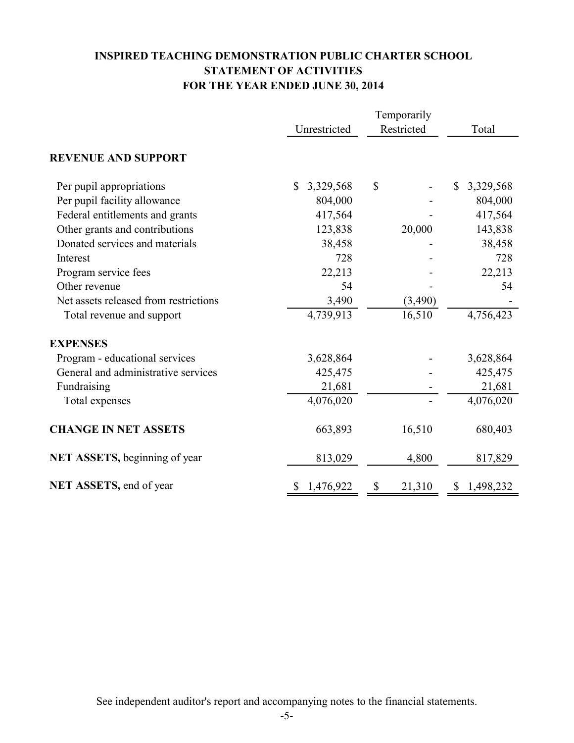# INSPIRED TEACHING DEMONSTRATION PUBLIC CHARTER SCHOOL
## STATEMENT OF ACTIVITIES
## FOR THE YEAR ENDED JUNE 30, 2014

| | Unrestricted | Temporarily Restricted | Total |
|---|---|---|---|
| **REVENUE AND SUPPORT** | | | |
| Per pupil appropriations | $ 3,329,568 | $ - | $ 3,329,568 |
| Per pupil facility allowance | 804,000 | - | 804,000 |
| Federal entitlements and grants | 417,564 | - | 417,564 |
| Other grants and contributions | 123,838 | 20,000 | 143,838 |
| Donated services and materials | 38,458 | - | 38,458 |
| Interest | 728 | - | 728 |
| Program service fees | 22,213 | - | 22,213 |
| Other revenue | 54 | - | 54 |
| Net assets released from restrictions | 3,490 | (3,490) | - |
| Total revenue and support | 4,739,913 | 16,510 | 4,756,423 |
| **EXPENSES** | | | |
| Program - educational services | 3,628,864 | - | 3,628,864 |
| General and administrative services | 425,475 | - | 425,475 |
| Fundraising | 21,681 | - | 21,681 |
| Total expenses | 4,076,020 | - | 4,076,020 |
| **CHANGE IN NET ASSETS** | 663,893 | 16,510 | 680,403 |
| **NET ASSETS,** beginning of year | 813,029 | 4,800 | 817,829 |
| **NET ASSETS,** end of year | $ 1,476,922 | $ 21,310 | $ 1,498,232 |

See independent auditor's report and accompanying notes to the financial statements.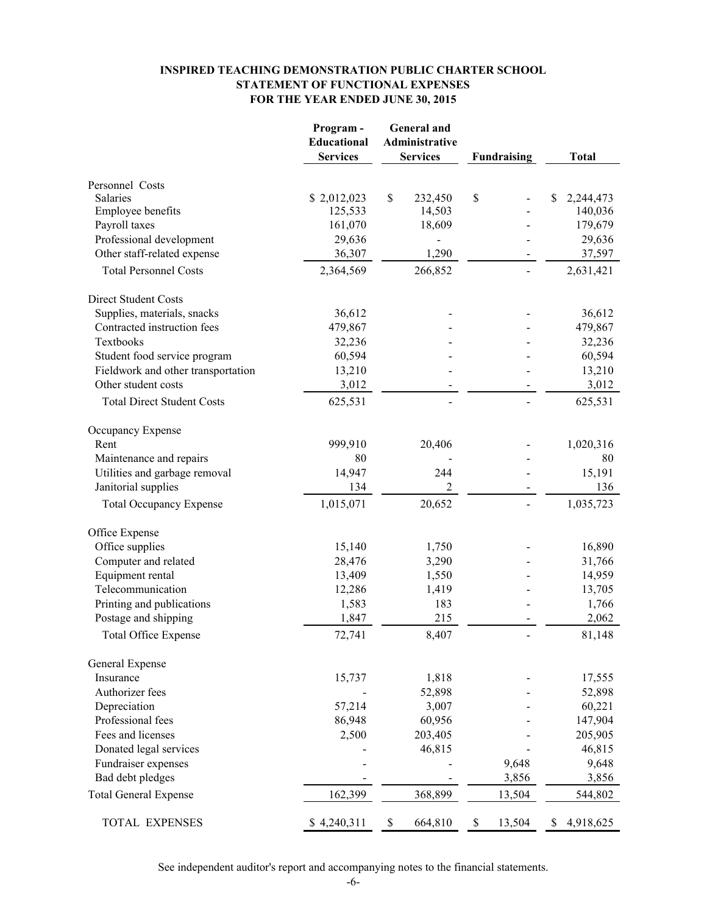# INSPIRED TEACHING DEMONSTRATION PUBLIC CHARTER SCHOOL
## STATEMENT OF FUNCTIONAL EXPENSES
## FOR THE YEAR ENDED JUNE 30, 2015

| | Program - Educational Services | General and Administrative Services | Fundraising | Total |
|---|---|---|---|---|
| **Personnel Costs** | | | | |
| Salaries | $ 2,012,023 | $ 232,450 | $ - | $ 2,244,473 |
| Employee benefits | 125,533 | 14,503 | - | 140,036 |
| Payroll taxes | 161,070 | 18,609 | - | 179,679 |
| Professional development | 29,636 | - | - | 29,636 |
| Other staff-related expense | 36,307 | 1,290 | - | 37,597 |
| Total Personnel Costs | 2,364,569 | 266,852 | - | 2,631,421 |
| **Direct Student Costs** | | | | |
| Supplies, materials, snacks | 36,612 | - | - | 36,612 |
| Contracted instruction fees | 479,867 | - | - | 479,867 |
| Textbooks | 32,236 | - | - | 32,236 |
| Student food service program | 60,594 | - | - | 60,594 |
| Fieldwork and other transportation | 13,210 | - | - | 13,210 |
| Other student costs | 3,012 | - | - | 3,012 |
| Total Direct Student Costs | 625,531 | - | - | 625,531 |
| **Occupancy Expense** | | | | |
| Rent | 999,910 | 20,406 | - | 1,020,316 |
| Maintenance and repairs | 80 | - | - | 80 |
| Utilities and garbage removal | 14,947 | 244 | - | 15,191 |
| Janitorial supplies | 134 | 2 | - | 136 |
| Total Occupancy Expense | 1,015,071 | 20,652 | - | 1,035,723 |
| **Office Expense** | | | | |
| Office supplies | 15,140 | 1,750 | - | 16,890 |
| Computer and related | 28,476 | 3,290 | - | 31,766 |
| Equipment rental | 13,409 | 1,550 | - | 14,959 |
| Telecommunication | 12,286 | 1,419 | - | 13,705 |
| Printing and publications | 1,583 | 183 | - | 1,766 |
| Postage and shipping | 1,847 | 215 | - | 2,062 |
| Total Office Expense | 72,741 | 8,407 | - | 81,148 |
| **General Expense** | | | | |
| Insurance | 15,737 | 1,818 | - | 17,555 |
| Authorizer fees | - | 52,898 | - | 52,898 |
| Depreciation | 57,214 | 3,007 | - | 60,221 |
| Professional fees | 86,948 | 60,956 | - | 147,904 |
| Fees and licenses | 2,500 | 203,405 | - | 205,905 |
| Donated legal services | - | 46,815 | - | 46,815 |
| Fundraiser expenses | - | - | 9,648 | 9,648 |
| Bad debt pledges | - | - | 3,856 | 3,856 |
| Total General Expense | 162,399 | 368,899 | 13,504 | 544,802 |
| TOTAL EXPENSES | $ 4,240,311 | $ 664,810 | $ 13,504 | $ 4,918,625 |

See independent auditor's report and accompanying notes to the financial statements.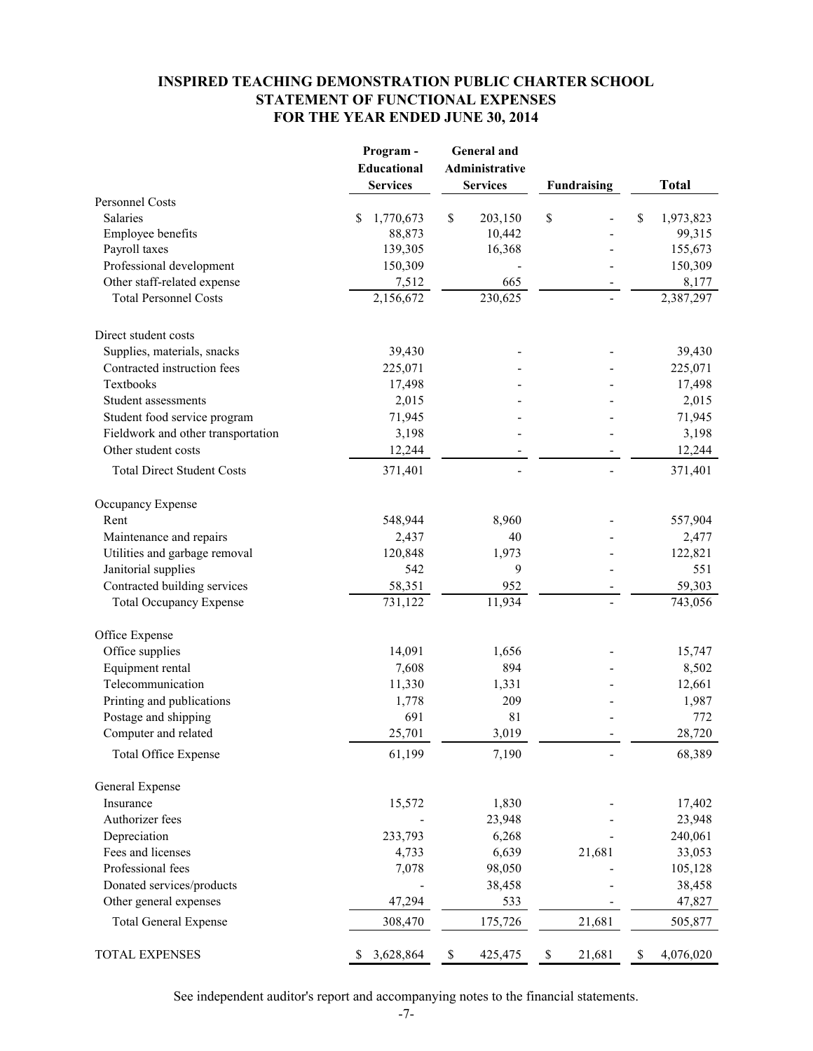# INSPIRED TEACHING DEMONSTRATION PUBLIC CHARTER SCHOOL
## STATEMENT OF FUNCTIONAL EXPENSES
## FOR THE YEAR ENDED JUNE 30, 2014

| | Program - Educational Services | General and Administrative Services | Fundraising | Total |
|---|---|---|---|---|
| Personnel Costs | | | | |
| Salaries | $ 1,770,673 | $ 203,150 | $ - | $ 1,973,823 |
| Employee benefits | 88,873 | 10,442 | - | 99,315 |
| Payroll taxes | 139,305 | 16,368 | - | 155,673 |
| Professional development | 150,309 | - | - | 150,309 |
| Other staff-related expense | 7,512 | 665 | - | 8,177 |
| Total Personnel Costs | 2,156,672 | 230,625 | - | 2,387,297 |
| Direct student costs | | | | |
| Supplies, materials, snacks | 39,430 | - | - | 39,430 |
| Contracted instruction fees | 225,071 | - | - | 225,071 |
| Textbooks | 17,498 | - | - | 17,498 |
| Student assessments | 2,015 | - | - | 2,015 |
| Student food service program | 71,945 | - | - | 71,945 |
| Fieldwork and other transportation | 3,198 | - | - | 3,198 |
| Other student costs | 12,244 | - | - | 12,244 |
| Total Direct Student Costs | 371,401 | - | - | 371,401 |
| Occupancy Expense | | | | |
| Rent | 548,944 | 8,960 | - | 557,904 |
| Maintenance and repairs | 2,437 | 40 | - | 2,477 |
| Utilities and garbage removal | 120,848 | 1,973 | - | 122,821 |
| Janitorial supplies | 542 | 9 | - | 551 |
| Contracted building services | 58,351 | 952 | - | 59,303 |
| Total Occupancy Expense | 731,122 | 11,934 | - | 743,056 |
| Office Expense | | | | |
| Office supplies | 14,091 | 1,656 | - | 15,747 |
| Equipment rental | 7,608 | 894 | - | 8,502 |
| Telecommunication | 11,330 | 1,331 | - | 12,661 |
| Printing and publications | 1,778 | 209 | - | 1,987 |
| Postage and shipping | 691 | 81 | - | 772 |
| Computer and related | 25,701 | 3,019 | - | 28,720 |
| Total Office Expense | 61,199 | 7,190 | - | 68,389 |
| General Expense | | | | |
| Insurance | 15,572 | 1,830 | - | 17,402 |
| Authorizer fees | - | 23,948 | - | 23,948 |
| Depreciation | 233,793 | 6,268 | - | 240,061 |
| Fees and licenses | 4,733 | 6,639 | 21,681 | 33,053 |
| Professional fees | 7,078 | 98,050 | - | 105,128 |
| Donated services/products | - | 38,458 | - | 38,458 |
| Other general expenses | 47,294 | 533 | - | 47,827 |
| Total General Expense | 308,470 | 175,726 | 21,681 | 505,877 |
| TOTAL EXPENSES | $ 3,628,864 | $ 425,475 | $ 21,681 | $ 4,076,020 |

See independent auditor's report and accompanying notes to the financial statements.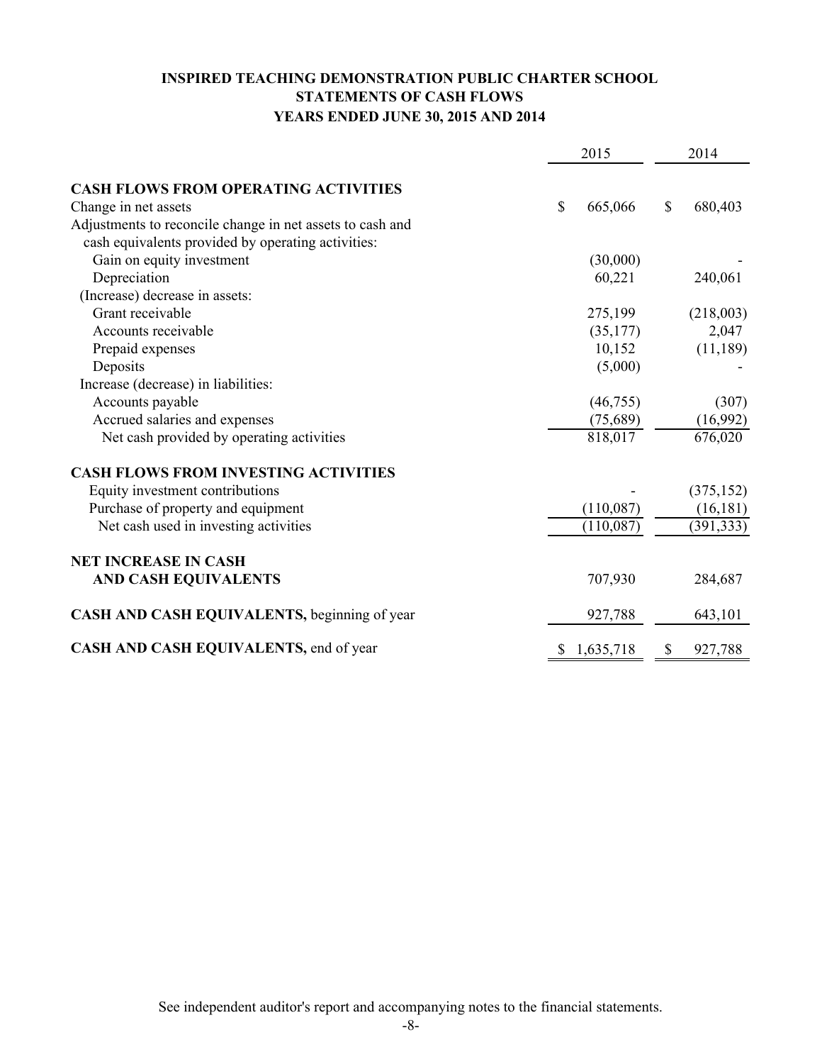# INSPIRED TEACHING DEMONSTRATION PUBLIC CHARTER SCHOOL
## STATEMENTS OF CASH FLOWS
### YEARS ENDED JUNE 30, 2015 AND 2014

| | 2015 | 2014 |
|---|---|---|
| **CASH FLOWS FROM OPERATING ACTIVITIES** | | |
| Change in net assets | $ 665,066 | $ 680,403 |
| Adjustments to reconcile change in net assets to cash and cash equivalents provided by operating activities: | | |
| Gain on equity investment | (30,000) | - |
| Depreciation | 60,221 | 240,061 |
| (Increase) decrease in assets: | | |
| Grant receivable | 275,199 | (218,003) |
| Accounts receivable | (35,177) | 2,047 |
| Prepaid expenses | 10,152 | (11,189) |
| Deposits | (5,000) | - |
| Increase (decrease) in liabilities: | | |
| Accounts payable | (46,755) | (307) |
| Accrued salaries and expenses | (75,689) | (16,992) |
| Net cash provided by operating activities | 818,017 | 676,020 |
| **CASH FLOWS FROM INVESTING ACTIVITIES** | | |
| Equity investment contributions | - | (375,152) |
| Purchase of property and equipment | (110,087) | (16,181) |
| Net cash used in investing activities | (110,087) | (391,333) |
| **NET INCREASE IN CASH AND CASH EQUIVALENTS** | 707,930 | 284,687 |
| **CASH AND CASH EQUIVALENTS,** beginning of year | 927,788 | 643,101 |
| **CASH AND CASH EQUIVALENTS,** end of year | $ 1,635,718 | $ 927,788 |

See independent auditor's report and accompanying notes to the financial statements.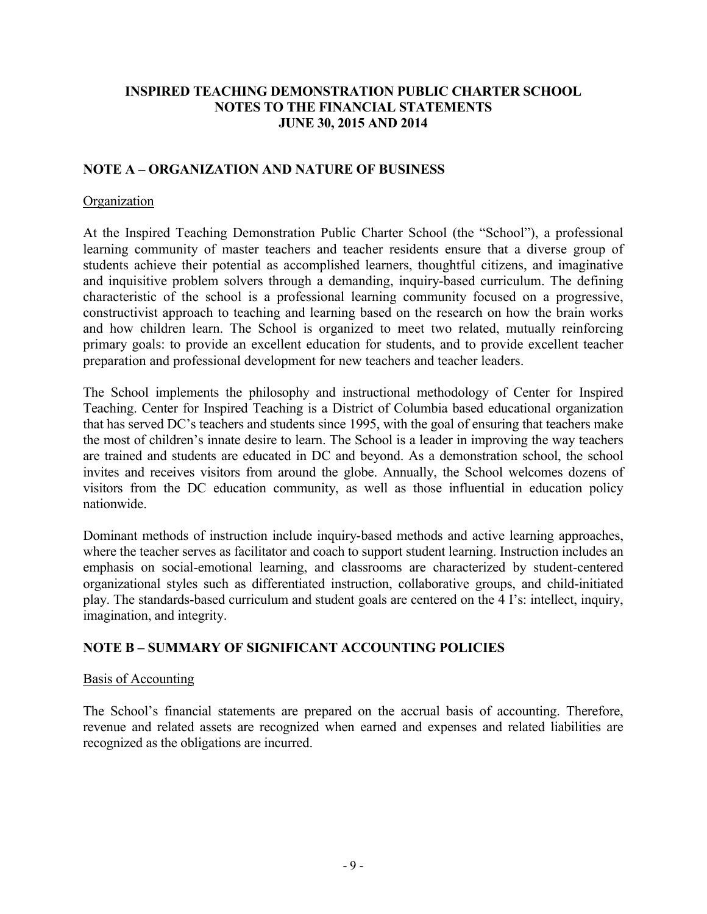# INSPIRED TEACHING DEMONSTRATION PUBLIC CHARTER SCHOOL
# NOTES TO THE FINANCIAL STATEMENTS
# JUNE 30, 2015 AND 2014

## NOTE A – ORGANIZATION AND NATURE OF BUSINESS

### Organization

At the Inspired Teaching Demonstration Public Charter School (the "School"), a professional learning community of master teachers and teacher residents ensure that a diverse group of students achieve their potential as accomplished learners, thoughtful citizens, and imaginative and inquisitive problem solvers through a demanding, inquiry-based curriculum. The defining characteristic of the school is a professional learning community focused on a progressive, constructivist approach to teaching and learning based on the research on how the brain works and how children learn. The School is organized to meet two related, mutually reinforcing primary goals: to provide an excellent education for students, and to provide excellent teacher preparation and professional development for new teachers and teacher leaders.

The School implements the philosophy and instructional methodology of Center for Inspired Teaching. Center for Inspired Teaching is a District of Columbia based educational organization that has served DC's teachers and students since 1995, with the goal of ensuring that teachers make the most of children's innate desire to learn. The School is a leader in improving the way teachers are trained and students are educated in DC and beyond. As a demonstration school, the school invites and receives visitors from around the globe. Annually, the School welcomes dozens of visitors from the DC education community, as well as those influential in education policy nationwide.

Dominant methods of instruction include inquiry-based methods and active learning approaches, where the teacher serves as facilitator and coach to support student learning. Instruction includes an emphasis on social-emotional learning, and classrooms are characterized by student-centered organizational styles such as differentiated instruction, collaborative groups, and child-initiated play. The standards-based curriculum and student goals are centered on the 4 I's: intellect, inquiry, imagination, and integrity.

## NOTE B – SUMMARY OF SIGNIFICANT ACCOUNTING POLICIES

### Basis of Accounting

The School's financial statements are prepared on the accrual basis of accounting. Therefore, revenue and related assets are recognized when earned and expenses and related liabilities are recognized as the obligations are incurred.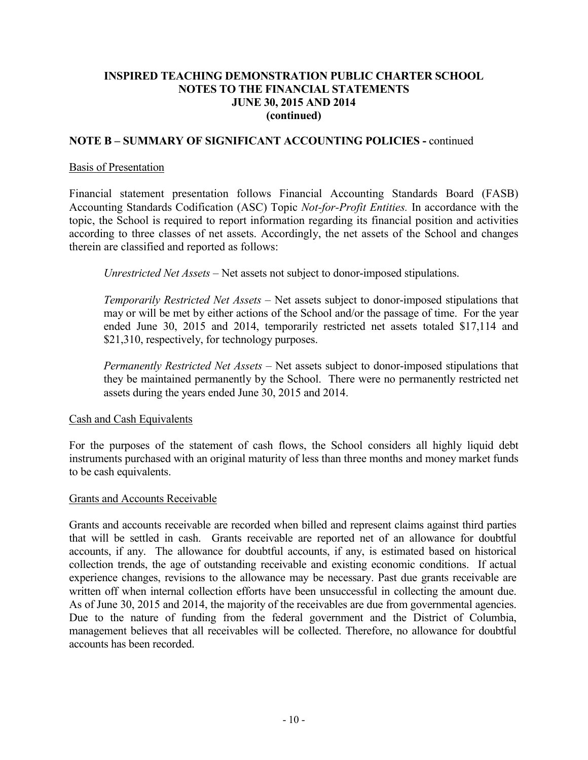# INSPIRED TEACHING DEMONSTRATION PUBLIC CHARTER SCHOOL
## NOTES TO THE FINANCIAL STATEMENTS
## JUNE 30, 2015 AND 2014
## (continued)

### NOTE B – SUMMARY OF SIGNIFICANT ACCOUNTING POLICIES - continued

Basis of Presentation

Financial statement presentation follows Financial Accounting Standards Board (FASB) Accounting Standards Codification (ASC) Topic *Not-for-Profit Entities.* In accordance with the topic, the School is required to report information regarding its financial position and activities according to three classes of net assets. Accordingly, the net assets of the School and changes therein are classified and reported as follows:

*Unrestricted Net Assets* – Net assets not subject to donor-imposed stipulations.

*Temporarily Restricted Net Assets* – Net assets subject to donor-imposed stipulations that may or will be met by either actions of the School and/or the passage of time. For the year ended June 30, 2015 and 2014, temporarily restricted net assets totaled $17,114 and $21,310, respectively, for technology purposes.

*Permanently Restricted Net Assets* – Net assets subject to donor-imposed stipulations that they be maintained permanently by the School. There were no permanently restricted net assets during the years ended June 30, 2015 and 2014.

Cash and Cash Equivalents

For the purposes of the statement of cash flows, the School considers all highly liquid debt instruments purchased with an original maturity of less than three months and money market funds to be cash equivalents.

Grants and Accounts Receivable

Grants and accounts receivable are recorded when billed and represent claims against third parties that will be settled in cash. Grants receivable are reported net of an allowance for doubtful accounts, if any. The allowance for doubtful accounts, if any, is estimated based on historical collection trends, the age of outstanding receivable and existing economic conditions. If actual experience changes, revisions to the allowance may be necessary. Past due grants receivable are written off when internal collection efforts have been unsuccessful in collecting the amount due. As of June 30, 2015 and 2014, the majority of the receivables are due from governmental agencies. Due to the nature of funding from the federal government and the District of Columbia, management believes that all receivables will be collected. Therefore, no allowance for doubtful accounts has been recorded.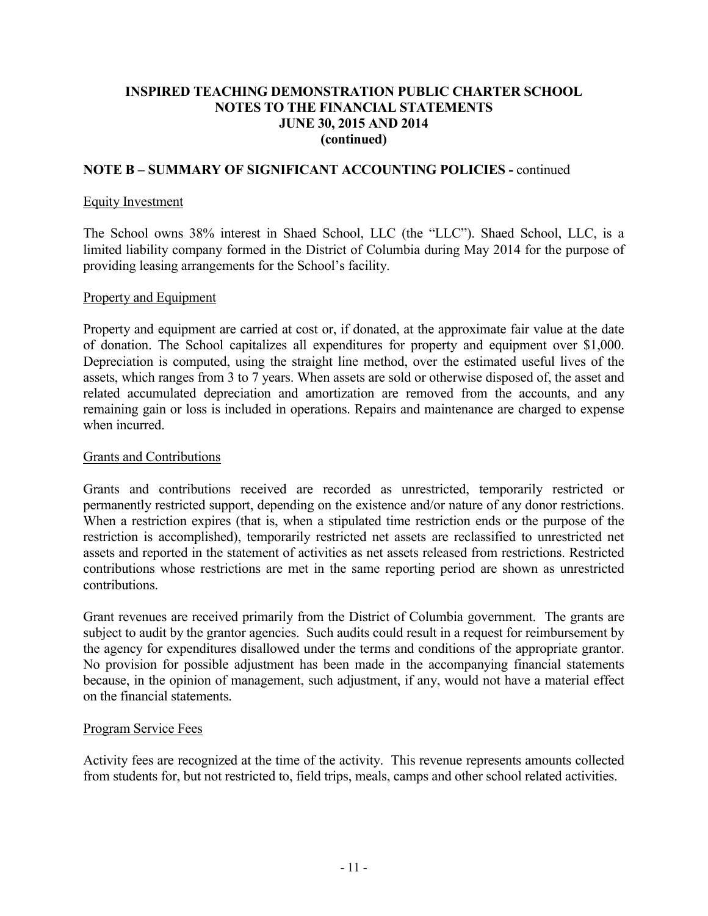**INSPIRED TEACHING DEMONSTRATION PUBLIC CHARTER SCHOOL**
**NOTES TO THE FINANCIAL STATEMENTS**
**JUNE 30, 2015 AND 2014**
**(continued)**

## NOTE B – SUMMARY OF SIGNIFICANT ACCOUNTING POLICIES - continued

Equity Investment

The School owns 38% interest in Shaed School, LLC (the "LLC"). Shaed School, LLC, is a limited liability company formed in the District of Columbia during May 2014 for the purpose of providing leasing arrangements for the School's facility.

Property and Equipment

Property and equipment are carried at cost or, if donated, at the approximate fair value at the date of donation. The School capitalizes all expenditures for property and equipment over $1,000. Depreciation is computed, using the straight line method, over the estimated useful lives of the assets, which ranges from 3 to 7 years. When assets are sold or otherwise disposed of, the asset and related accumulated depreciation and amortization are removed from the accounts, and any remaining gain or loss is included in operations. Repairs and maintenance are charged to expense when incurred.

Grants and Contributions

Grants and contributions received are recorded as unrestricted, temporarily restricted or permanently restricted support, depending on the existence and/or nature of any donor restrictions. When a restriction expires (that is, when a stipulated time restriction ends or the purpose of the restriction is accomplished), temporarily restricted net assets are reclassified to unrestricted net assets and reported in the statement of activities as net assets released from restrictions. Restricted contributions whose restrictions are met in the same reporting period are shown as unrestricted contributions.

Grant revenues are received primarily from the District of Columbia government. The grants are subject to audit by the grantor agencies. Such audits could result in a request for reimbursement by the agency for expenditures disallowed under the terms and conditions of the appropriate grantor. No provision for possible adjustment has been made in the accompanying financial statements because, in the opinion of management, such adjustment, if any, would not have a material effect on the financial statements.

Program Service Fees

Activity fees are recognized at the time of the activity. This revenue represents amounts collected from students for, but not restricted to, field trips, meals, camps and other school related activities.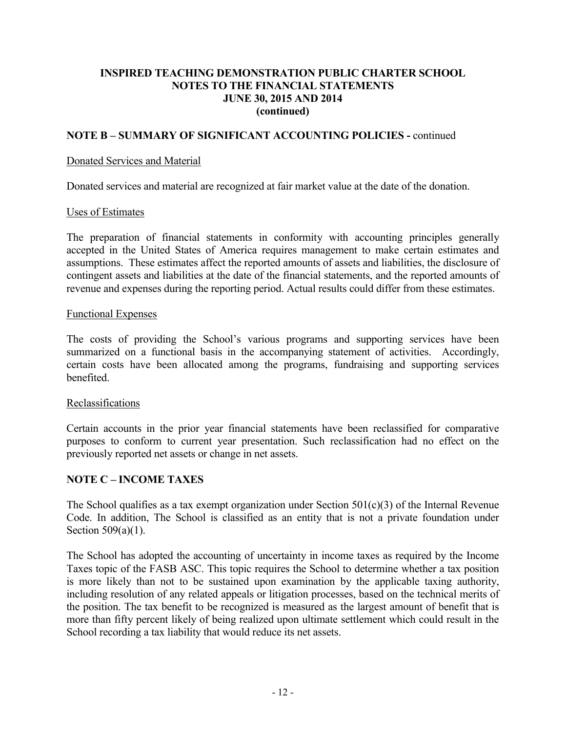**INSPIRED TEACHING DEMONSTRATION PUBLIC CHARTER SCHOOL**
**NOTES TO THE FINANCIAL STATEMENTS**
**JUNE 30, 2015 AND 2014**
**(continued)**

## NOTE B – SUMMARY OF SIGNIFICANT ACCOUNTING POLICIES - continued

Donated Services and Material

Donated services and material are recognized at fair market value at the date of the donation.

Uses of Estimates

The preparation of financial statements in conformity with accounting principles generally accepted in the United States of America requires management to make certain estimates and assumptions. These estimates affect the reported amounts of assets and liabilities, the disclosure of contingent assets and liabilities at the date of the financial statements, and the reported amounts of revenue and expenses during the reporting period. Actual results could differ from these estimates.

Functional Expenses

The costs of providing the School's various programs and supporting services have been summarized on a functional basis in the accompanying statement of activities. Accordingly, certain costs have been allocated among the programs, fundraising and supporting services benefited.

Reclassifications

Certain accounts in the prior year financial statements have been reclassified for comparative purposes to conform to current year presentation. Such reclassification had no effect on the previously reported net assets or change in net assets.

## NOTE C – INCOME TAXES

The School qualifies as a tax exempt organization under Section 501(c)(3) of the Internal Revenue Code. In addition, The School is classified as an entity that is not a private foundation under Section 509(a)(1).

The School has adopted the accounting of uncertainty in income taxes as required by the Income Taxes topic of the FASB ASC. This topic requires the School to determine whether a tax position is more likely than not to be sustained upon examination by the applicable taxing authority, including resolution of any related appeals or litigation processes, based on the technical merits of the position. The tax benefit to be recognized is measured as the largest amount of benefit that is more than fifty percent likely of being realized upon ultimate settlement which could result in the School recording a tax liability that would reduce its net assets.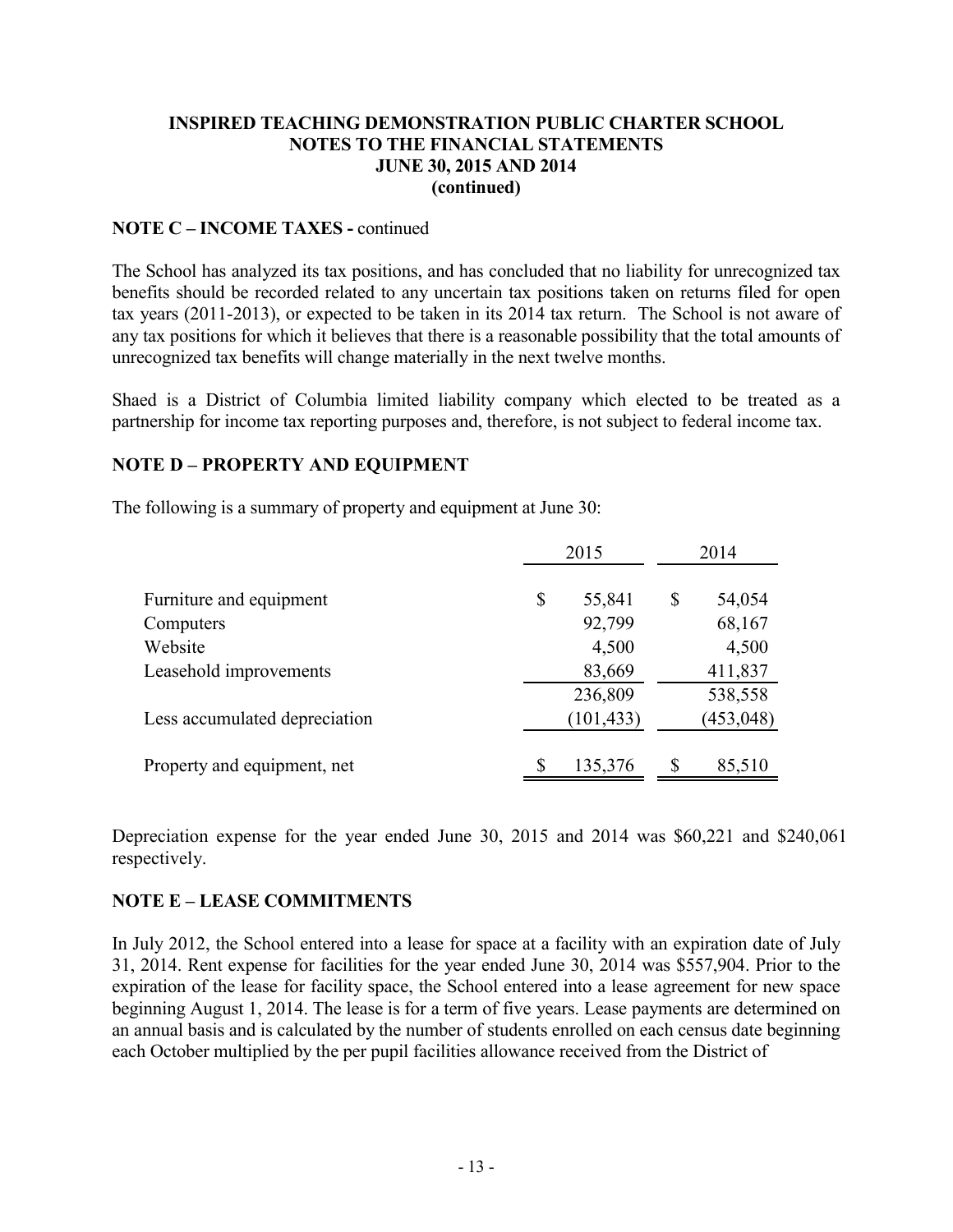**INSPIRED TEACHING DEMONSTRATION PUBLIC CHARTER SCHOOL**
**NOTES TO THE FINANCIAL STATEMENTS**
**JUNE 30, 2015 AND 2014**
**(continued)**

**NOTE C – INCOME TAXES -** continued

The School has analyzed its tax positions, and has concluded that no liability for unrecognized tax benefits should be recorded related to any uncertain tax positions taken on returns filed for open tax years (2011-2013), or expected to be taken in its 2014 tax return. The School is not aware of any tax positions for which it believes that there is a reasonable possibility that the total amounts of unrecognized tax benefits will change materially in the next twelve months.

Shaed is a District of Columbia limited liability company which elected to be treated as a partnership for income tax reporting purposes and, therefore, is not subject to federal income tax.

## NOTE D – PROPERTY AND EQUIPMENT

The following is a summary of property and equipment at June 30:

| | 2015 | 2014 |
|---|---|---|
| Furniture and equipment | $ 55,841 | $ 54,054 |
| Computers | 92,799 | 68,167 |
| Website | 4,500 | 4,500 |
| Leasehold improvements | 83,669 | 411,837 |
| | 236,809 | 538,558 |
| Less accumulated depreciation | (101,433) | (453,048) |
| Property and equipment, net | $ 135,376 | $ 85,510 |

Depreciation expense for the year ended June 30, 2015 and 2014 was $60,221 and $240,061 respectively.

## NOTE E – LEASE COMMITMENTS

In July 2012, the School entered into a lease for space at a facility with an expiration date of July 31, 2014. Rent expense for facilities for the year ended June 30, 2014 was $557,904. Prior to the expiration of the lease for facility space, the School entered into a lease agreement for new space beginning August 1, 2014. The lease is for a term of five years. Lease payments are determined on an annual basis and is calculated by the number of students enrolled on each census date beginning each October multiplied by the per pupil facilities allowance received from the District of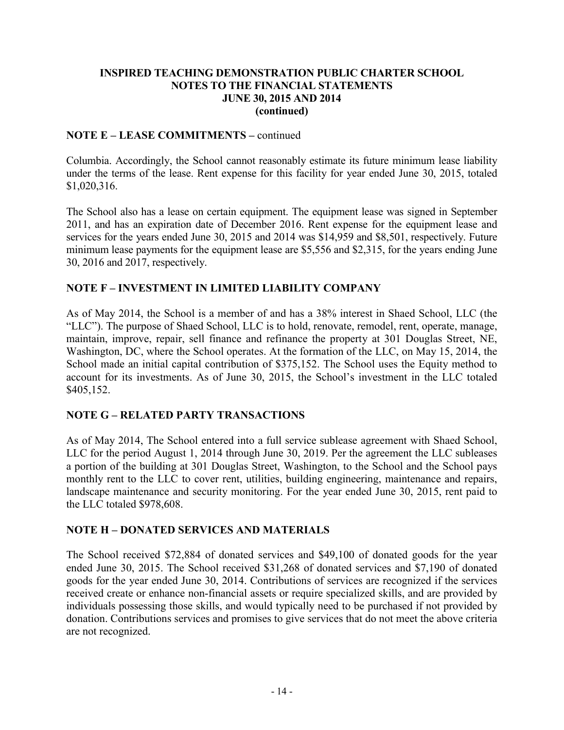## NOTE E – LEASE COMMITMENTS – continued

Columbia. Accordingly, the School cannot reasonably estimate its future minimum lease liability under the terms of the lease. Rent expense for this facility for year ended June 30, 2015, totaled \$1,020,316.

The School also has a lease on certain equipment. The equipment lease was signed in September 2011, and has an expiration date of December 2016. Rent expense for the equipment lease and services for the years ended June 30, 2015 and 2014 was \$14,959 and \$8,501, respectively. Future minimum lease payments for the equipment lease are \$5,556 and \$2,315, for the years ending June 30, 2016 and 2017, respectively.

## NOTE F – INVESTMENT IN LIMITED LIABILITY COMPANY

As of May 2014, the School is a member of and has a 38% interest in Shaed School, LLC (the "LLC"). The purpose of Shaed School, LLC is to hold, renovate, remodel, rent, operate, manage, maintain, improve, repair, sell finance and refinance the property at 301 Douglas Street, NE, Washington, DC, where the School operates. At the formation of the LLC, on May 15, 2014, the School made an initial capital contribution of \$375,152. The School uses the Equity method to account for its investments. As of June 30, 2015, the School's investment in the LLC totaled \$405,152.

## NOTE G – RELATED PARTY TRANSACTIONS

As of May 2014, The School entered into a full service sublease agreement with Shaed School, LLC for the period August 1, 2014 through June 30, 2019. Per the agreement the LLC subleases a portion of the building at 301 Douglas Street, Washington, to the School and the School pays monthly rent to the LLC to cover rent, utilities, building engineering, maintenance and repairs, landscape maintenance and security monitoring. For the year ended June 30, 2015, rent paid to the LLC totaled \$978,608.

## NOTE H – DONATED SERVICES AND MATERIALS

The School received \$72,884 of donated services and \$49,100 of donated goods for the year ended June 30, 2015. The School received \$31,268 of donated services and \$7,190 of donated goods for the year ended June 30, 2014. Contributions of services are recognized if the services received create or enhance non-financial assets or require specialized skills, and are provided by individuals possessing those skills, and would typically need to be purchased if not provided by donation. Contributions services and promises to give services that do not meet the above criteria are not recognized.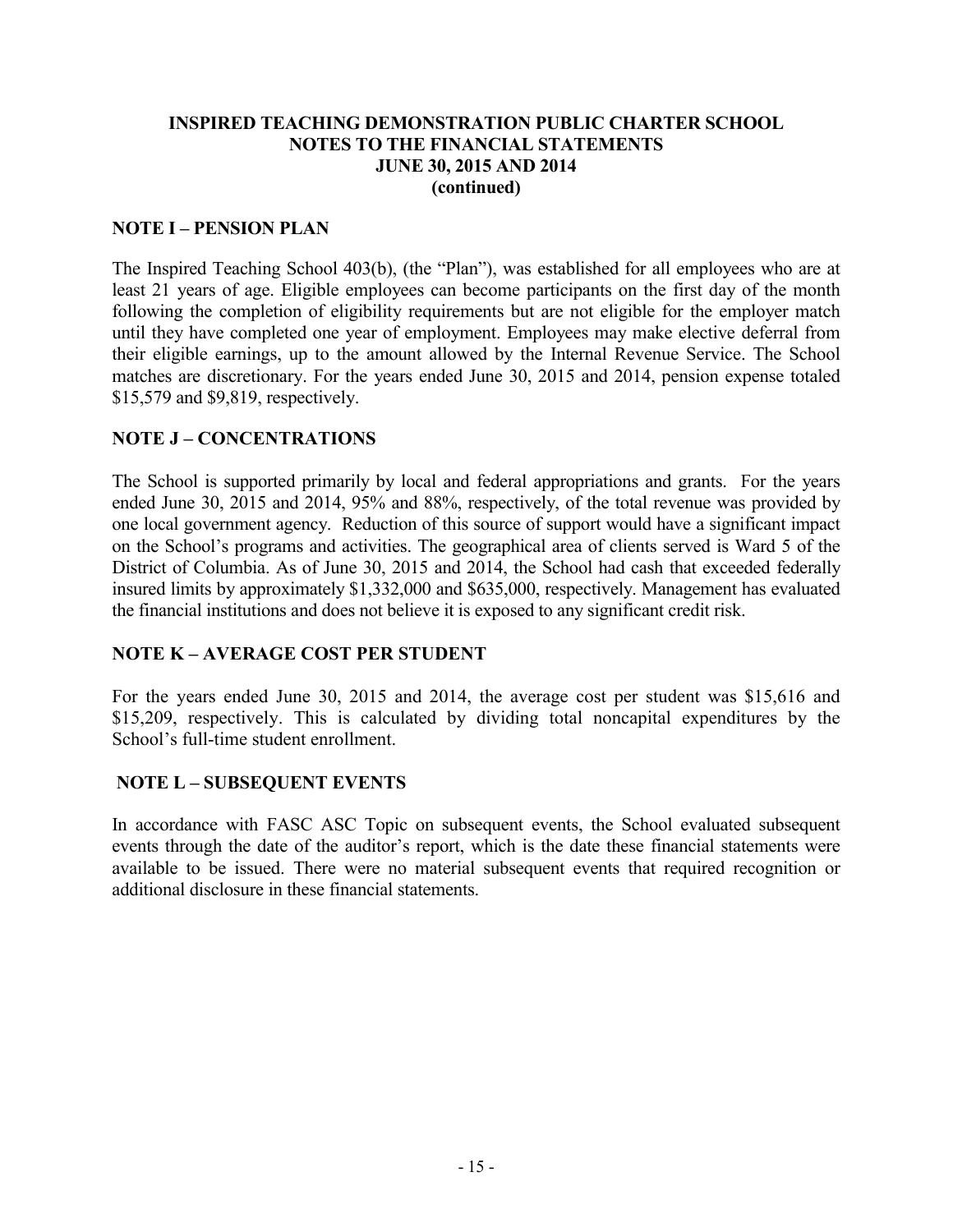**INSPIRED TEACHING DEMONSTRATION PUBLIC CHARTER SCHOOL**
**NOTES TO THE FINANCIAL STATEMENTS**
**JUNE 30, 2015 AND 2014**
**(continued)**

## NOTE I – PENSION PLAN

The Inspired Teaching School 403(b), (the "Plan"), was established for all employees who are at least 21 years of age. Eligible employees can become participants on the first day of the month following the completion of eligibility requirements but are not eligible for the employer match until they have completed one year of employment. Employees may make elective deferral from their eligible earnings, up to the amount allowed by the Internal Revenue Service. The School matches are discretionary. For the years ended June 30, 2015 and 2014, pension expense totaled $15,579 and $9,819, respectively.

## NOTE J – CONCENTRATIONS

The School is supported primarily by local and federal appropriations and grants. For the years ended June 30, 2015 and 2014, 95% and 88%, respectively, of the total revenue was provided by one local government agency. Reduction of this source of support would have a significant impact on the School's programs and activities. The geographical area of clients served is Ward 5 of the District of Columbia. As of June 30, 2015 and 2014, the School had cash that exceeded federally insured limits by approximately $1,332,000 and $635,000, respectively. Management has evaluated the financial institutions and does not believe it is exposed to any significant credit risk.

## NOTE K – AVERAGE COST PER STUDENT

For the years ended June 30, 2015 and 2014, the average cost per student was $15,616 and $15,209, respectively. This is calculated by dividing total noncapital expenditures by the School's full-time student enrollment.

## NOTE L – SUBSEQUENT EVENTS

In accordance with FASC ASC Topic on subsequent events, the School evaluated subsequent events through the date of the auditor's report, which is the date these financial statements were available to be issued. There were no material subsequent events that required recognition or additional disclosure in these financial statements.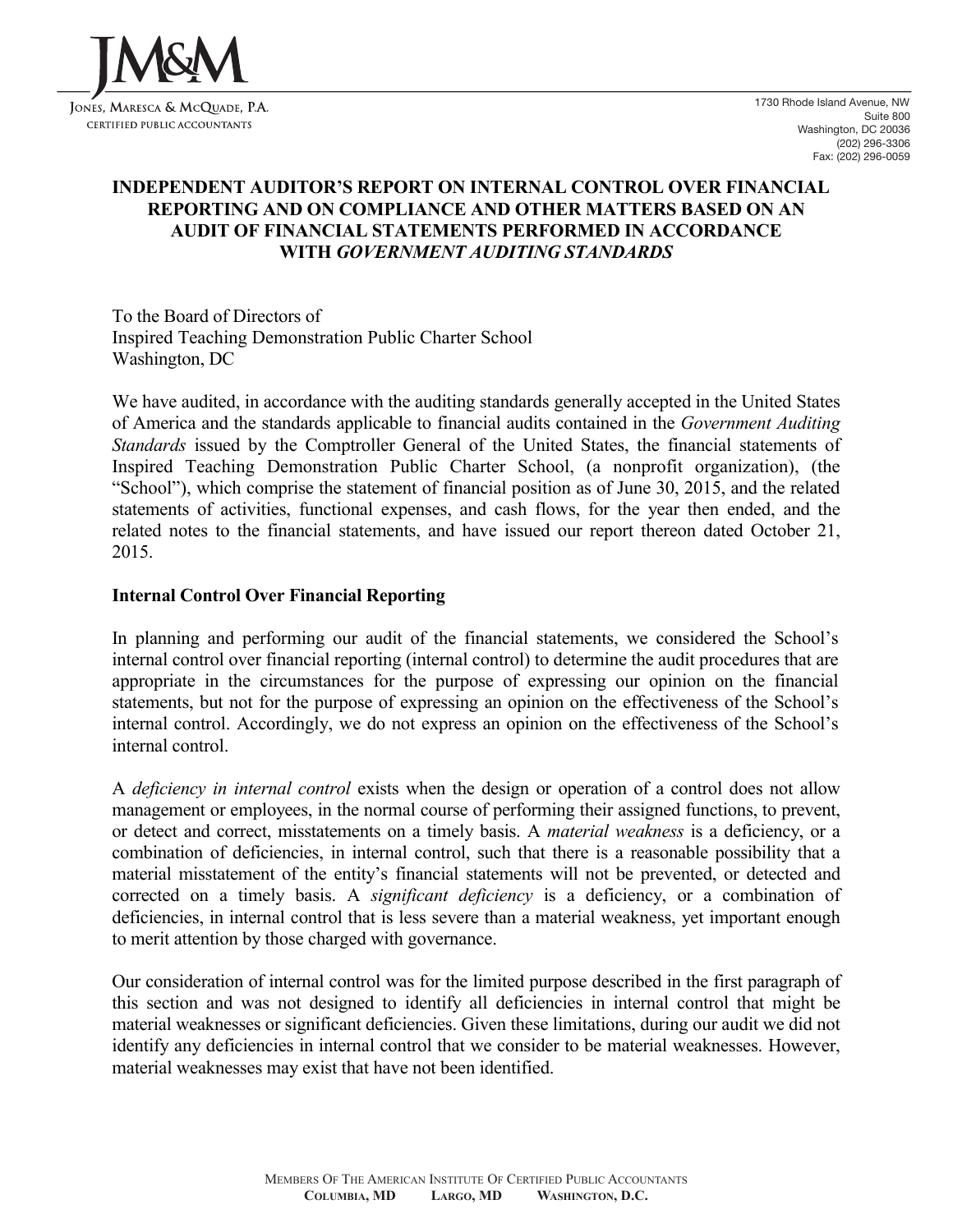# INDEPENDENT AUDITOR'S REPORT ON INTERNAL CONTROL OVER FINANCIAL REPORTING AND ON COMPLIANCE AND OTHER MATTERS BASED ON AN AUDIT OF FINANCIAL STATEMENTS PERFORMED IN ACCORDANCE WITH *GOVERNMENT AUDITING STANDARDS*

To the Board of Directors of
Inspired Teaching Demonstration Public Charter School
Washington, DC

We have audited, in accordance with the auditing standards generally accepted in the United States of America and the standards applicable to financial audits contained in the *Government Auditing Standards* issued by the Comptroller General of the United States, the financial statements of Inspired Teaching Demonstration Public Charter School, (a nonprofit organization), (the "School"), which comprise the statement of financial position as of June 30, 2015, and the related statements of activities, functional expenses, and cash flows, for the year then ended, and the related notes to the financial statements, and have issued our report thereon dated October 21, 2015.

## Internal Control Over Financial Reporting

In planning and performing our audit of the financial statements, we considered the School's internal control over financial reporting (internal control) to determine the audit procedures that are appropriate in the circumstances for the purpose of expressing our opinion on the financial statements, but not for the purpose of expressing an opinion on the effectiveness of the School's internal control. Accordingly, we do not express an opinion on the effectiveness of the School's internal control.

A *deficiency in internal control* exists when the design or operation of a control does not allow management or employees, in the normal course of performing their assigned functions, to prevent, or detect and correct, misstatements on a timely basis. A *material weakness* is a deficiency, or a combination of deficiencies, in internal control, such that there is a reasonable possibility that a material misstatement of the entity's financial statements will not be prevented, or detected and corrected on a timely basis. A *significant deficiency* is a deficiency, or a combination of deficiencies, in internal control that is less severe than a material weakness, yet important enough to merit attention by those charged with governance.

Our consideration of internal control was for the limited purpose described in the first paragraph of this section and was not designed to identify all deficiencies in internal control that might be material weaknesses or significant deficiencies. Given these limitations, during our audit we did not identify any deficiencies in internal control that we consider to be material weaknesses. However, material weaknesses may exist that have not been identified.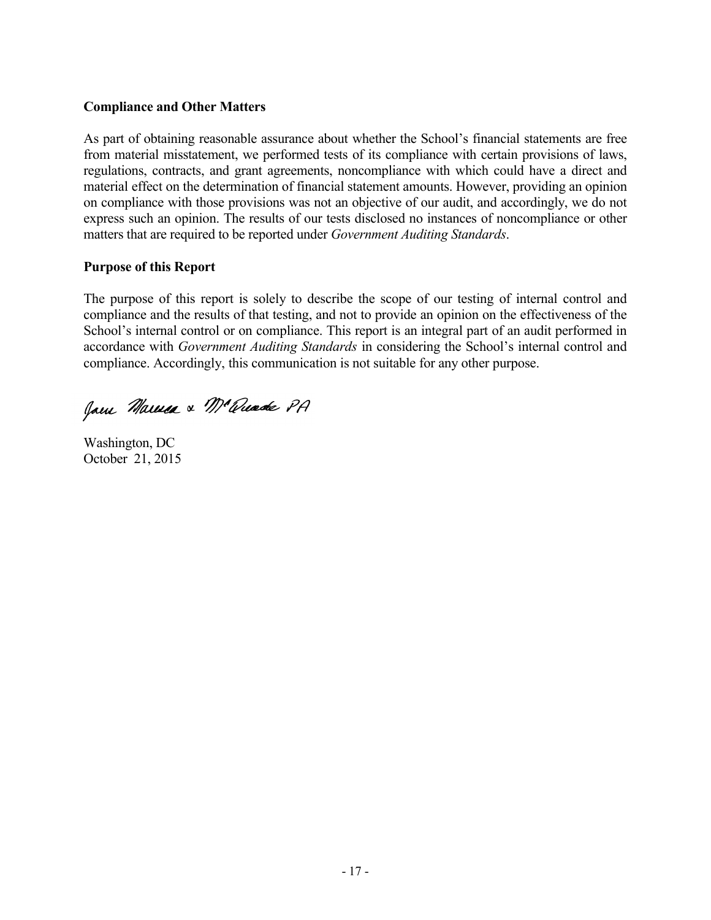**Compliance and Other Matters**

As part of obtaining reasonable assurance about whether the School's financial statements are free from material misstatement, we performed tests of its compliance with certain provisions of laws, regulations, contracts, and grant agreements, noncompliance with which could have a direct and material effect on the determination of financial statement amounts. However, providing an opinion on compliance with those provisions was not an objective of our audit, and accordingly, we do not express such an opinion. The results of our tests disclosed no instances of noncompliance or other matters that are required to be reported under *Government Auditing Standards*.

**Purpose of this Report**

The purpose of this report is solely to describe the scope of our testing of internal control and compliance and the results of that testing, and not to provide an opinion on the effectiveness of the School's internal control or on compliance. This report is an integral part of an audit performed in accordance with *Government Auditing Standards* in considering the School's internal control and compliance. Accordingly, this communication is not suitable for any other purpose.

Jane Marusa & McQuade PA

Washington, DC
October 21, 2015